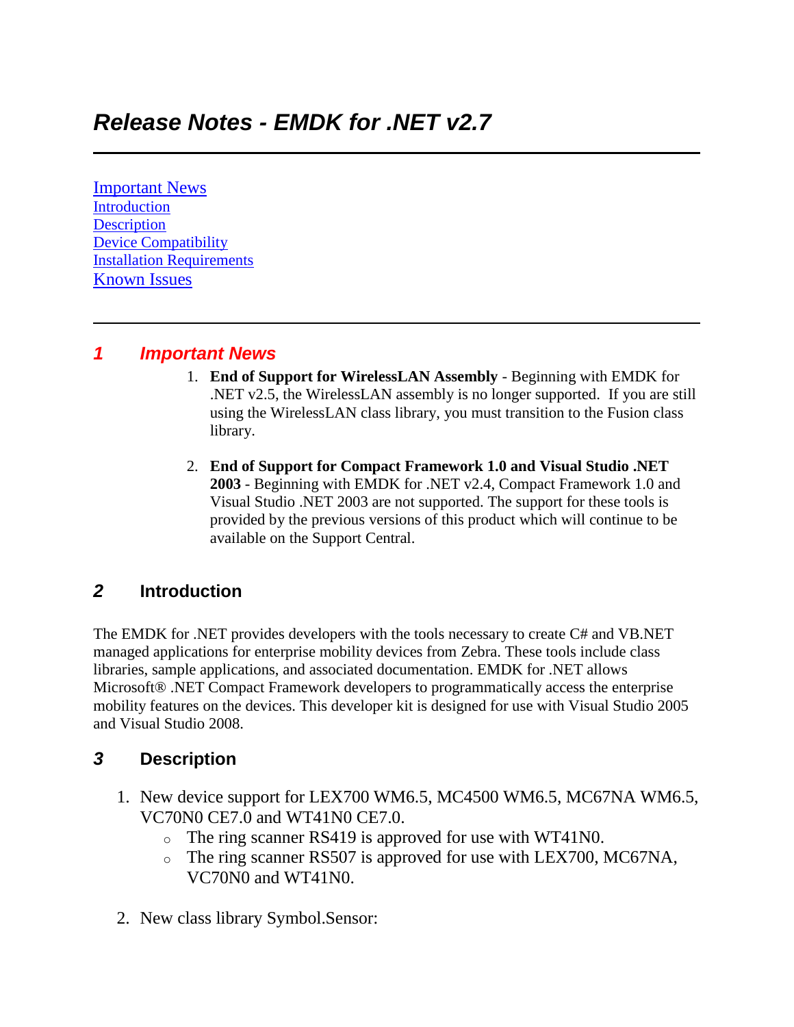# Release Notes - EMDK for .NET v2.7

[Important News](#)
[Introduction](#)
[Description](#)
[Device Compatibility](#)
[Installation Requirements](#)
[Known Issues](#)

## 1 Important News

1. **End of Support for WirelessLAN Assembly** - Beginning with EMDK for .NET v2.5, the WirelessLAN assembly is no longer supported. If you are still using the WirelessLAN class library, you must transition to the Fusion class library.

2. **End of Support for Compact Framework 1.0 and Visual Studio .NET 2003** - Beginning with EMDK for .NET v2.4, Compact Framework 1.0 and Visual Studio .NET 2003 are not supported. The support for these tools is provided by the previous versions of this product which will continue to be available on the Support Central.

## 2 Introduction

The EMDK for .NET provides developers with the tools necessary to create C# and VB.NET managed applications for enterprise mobility devices from Zebra. These tools include class libraries, sample applications, and associated documentation. EMDK for .NET allows Microsoft® .NET Compact Framework developers to programmatically access the enterprise mobility features on the devices. This developer kit is designed for use with Visual Studio 2005 and Visual Studio 2008.

## 3 Description

1. New device support for LEX700 WM6.5, MC4500 WM6.5, MC67NA WM6.5, VC70N0 CE7.0 and WT41N0 CE7.0.
   - The ring scanner RS419 is approved for use with WT41N0.
   - The ring scanner RS507 is approved for use with LEX700, MC67NA, VC70N0 and WT41N0.

2. New class library Symbol.Sensor: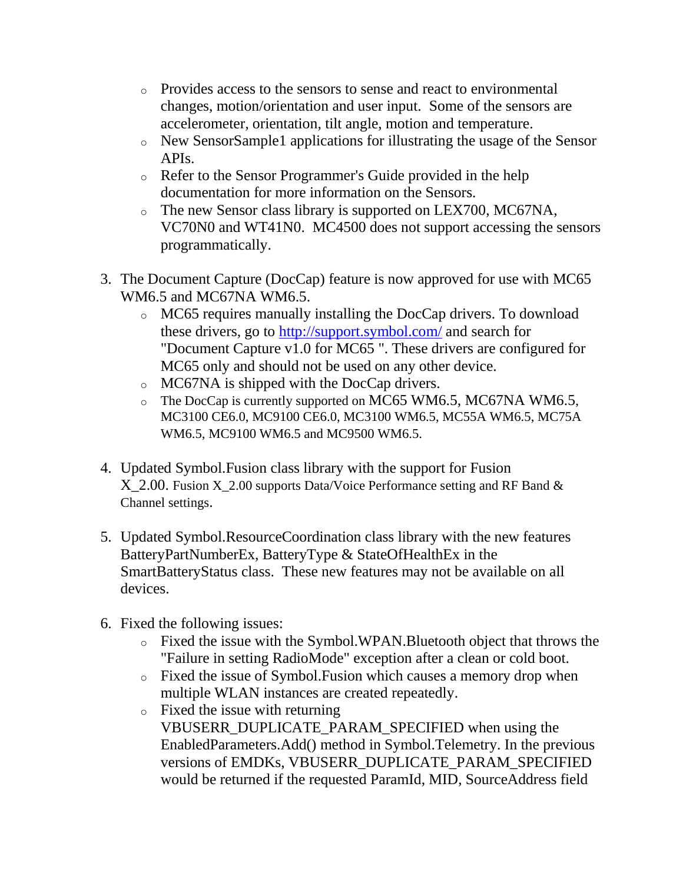- Provides access to the sensors to sense and react to environmental changes, motion/orientation and user input. Some of the sensors are accelerometer, orientation, tilt angle, motion and temperature.
- New SensorSample1 applications for illustrating the usage of the Sensor APIs.
- Refer to the Sensor Programmer's Guide provided in the help documentation for more information on the Sensors.
- The new Sensor class library is supported on LEX700, MC67NA, VC70N0 and WT41N0. MC4500 does not support accessing the sensors programmatically.

3. The Document Capture (DocCap) feature is now approved for use with MC65 WM6.5 and MC67NA WM6.5.
   - MC65 requires manually installing the DocCap drivers. To download these drivers, go to [http://support.symbol.com/](http://support.symbol.com/) and search for "Document Capture v1.0 for MC65 ". These drivers are configured for MC65 only and should not be used on any other device.
   - MC67NA is shipped with the DocCap drivers.
   - The DocCap is currently supported on MC65 WM6.5, MC67NA WM6.5, MC3100 CE6.0, MC9100 CE6.0, MC3100 WM6.5, MC55A WM6.5, MC75A WM6.5, MC9100 WM6.5 and MC9500 WM6.5.

4. Updated Symbol.Fusion class library with the support for Fusion X_2.00. Fusion X_2.00 supports Data/Voice Performance setting and RF Band & Channel settings.

5. Updated Symbol.ResourceCoordination class library with the new features BatteryPartNumberEx, BatteryType & StateOfHealthEx in the SmartBatteryStatus class. These new features may not be available on all devices.

6. Fixed the following issues:
   - Fixed the issue with the Symbol.WPAN.Bluetooth object that throws the "Failure in setting RadioMode" exception after a clean or cold boot.
   - Fixed the issue of Symbol.Fusion which causes a memory drop when multiple WLAN instances are created repeatedly.
   - Fixed the issue with returning VBUSERR_DUPLICATE_PARAM_SPECIFIED when using the EnabledParameters.Add() method in Symbol.Telemetry. In the previous versions of EMDKs, VBUSERR_DUPLICATE_PARAM_SPECIFIED would be returned if the requested ParamId, MID, SourceAddress field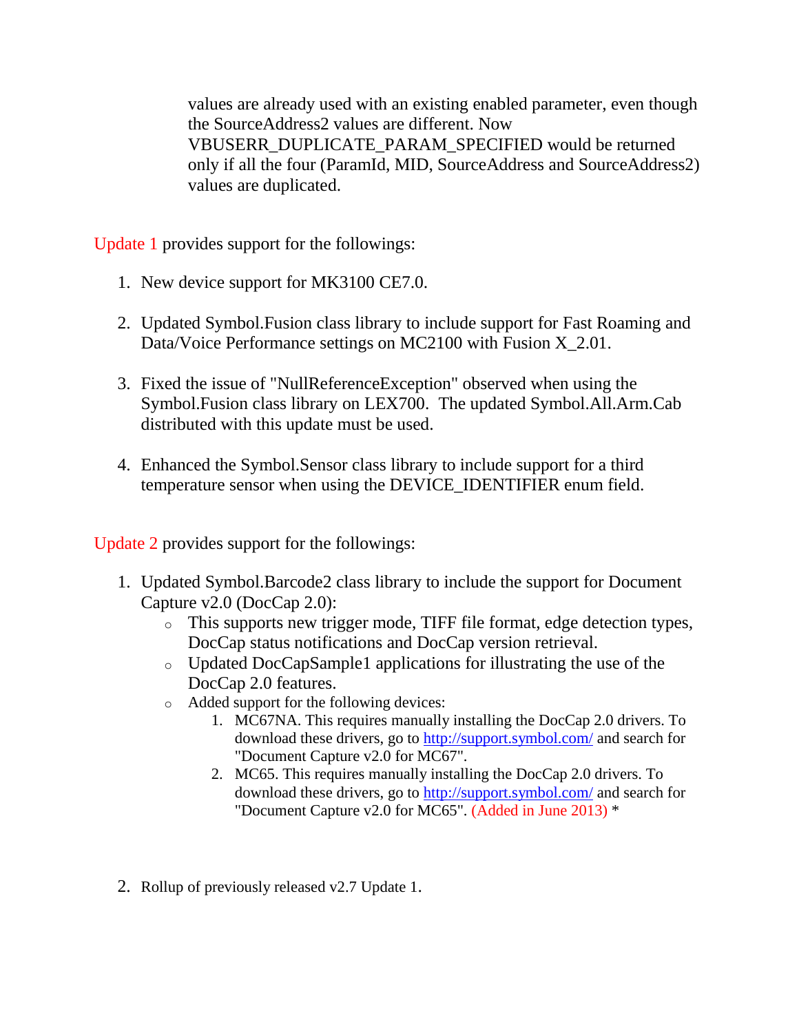values are already used with an existing enabled parameter, even though the SourceAddress2 values are different. Now VBUSERR_DUPLICATE_PARAM_SPECIFIED would be returned only if all the four (ParamId, MID, SourceAddress and SourceAddress2) values are duplicated.

Update 1 provides support for the followings:

1. New device support for MK3100 CE7.0.

2. Updated Symbol.Fusion class library to include support for Fast Roaming and Data/Voice Performance settings on MC2100 with Fusion X_2.01.

3. Fixed the issue of "NullReferenceException" observed when using the Symbol.Fusion class library on LEX700. The updated Symbol.All.Arm.Cab distributed with this update must be used.

4. Enhanced the Symbol.Sensor class library to include support for a third temperature sensor when using the DEVICE_IDENTIFIER enum field.

Update 2 provides support for the followings:

1. Updated Symbol.Barcode2 class library to include the support for Document Capture v2.0 (DocCap 2.0):
   - This supports new trigger mode, TIFF file format, edge detection types, DocCap status notifications and DocCap version retrieval.
   - Updated DocCapSample1 applications for illustrating the use of the DocCap 2.0 features.
   - Added support for the following devices:
     1. MC67NA. This requires manually installing the DocCap 2.0 drivers. To download these drivers, go to http://support.symbol.com/ and search for "Document Capture v2.0 for MC67".
     2. MC65. This requires manually installing the DocCap 2.0 drivers. To download these drivers, go to http://support.symbol.com/ and search for "Document Capture v2.0 for MC65". (Added in June 2013) *

2. Rollup of previously released v2.7 Update 1.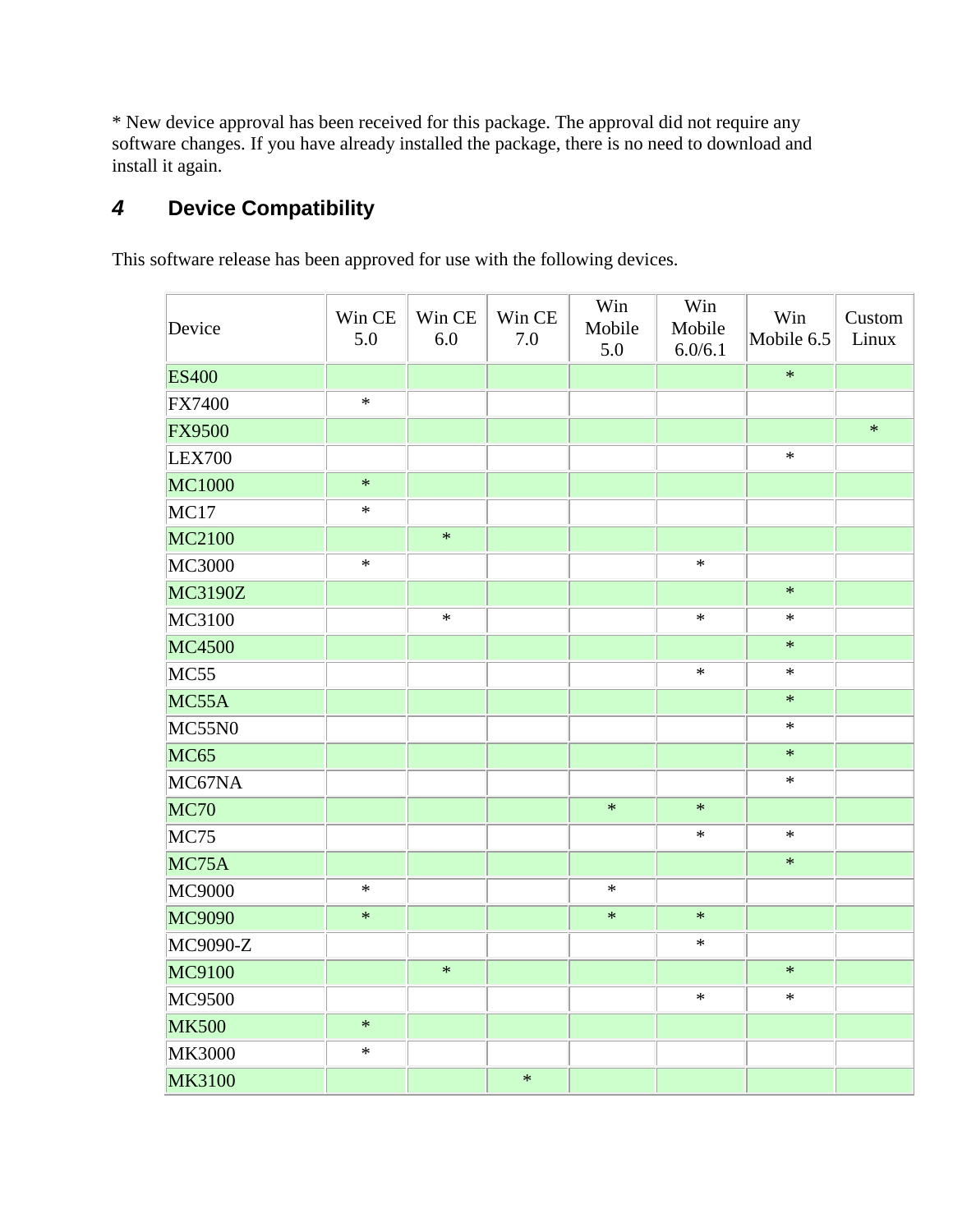* New device approval has been received for this package. The approval did not require any software changes. If you have already installed the package, there is no need to download and install it again.

## 4 Device Compatibility

This software release has been approved for use with the following devices.

| Device | Win CE 5.0 | Win CE 6.0 | Win CE 7.0 | Win Mobile 5.0 | Win Mobile 6.0/6.1 | Win Mobile 6.5 | Custom Linux |
|---|---|---|---|---|---|---|---|
| ES400 | | | | | | * | |
| FX7400 | * | | | | | | |
| FX9500 | | | | | | | * |
| LEX700 | | | | | | * | |
| MC1000 | * | | | | | | |
| MC17 | * | | | | | | |
| MC2100 | | * | | | | | |
| MC3000 | * | | | | * | | |
| MC3190Z | | | | | | * | |
| MC3100 | | * | | | * | * | |
| MC4500 | | | | | | * | |
| MC55 | | | | | * | * | |
| MC55A | | | | | | * | |
| MC55N0 | | | | | | * | |
| MC65 | | | | | | * | |
| MC67NA | | | | | | * | |
| MC70 | | | | * | * | | |
| MC75 | | | | | * | * | |
| MC75A | | | | | | * | |
| MC9000 | * | | | * | | | |
| MC9090 | * | | | * | * | | |
| MC9090-Z | | | | | * | | |
| MC9100 | | * | | | | * | |
| MC9500 | | | | | * | * | |
| MK500 | * | | | | | | |
| MK3000 | * | | | | | | |
| MK3100 | | | * | | | | |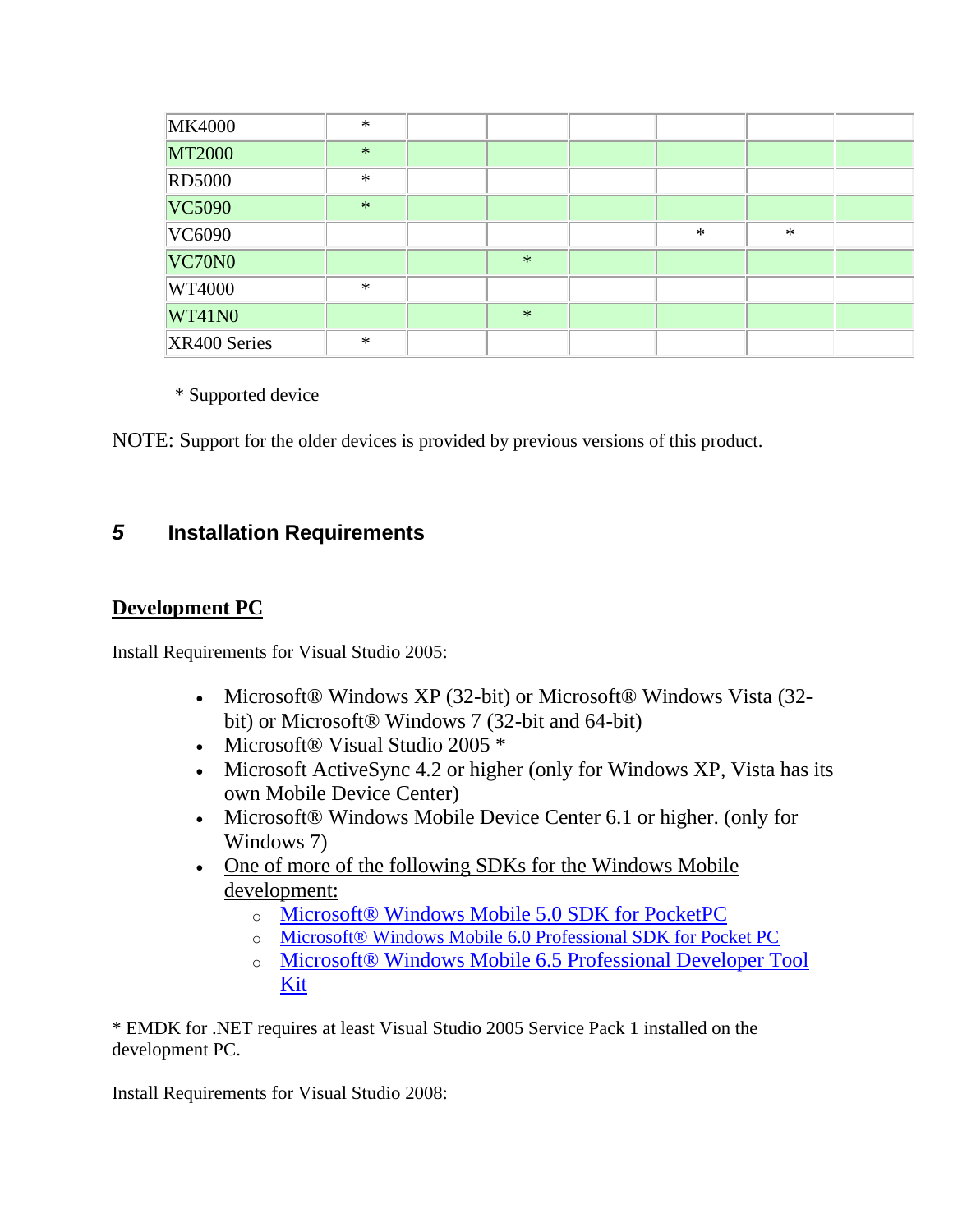| | | | | | | | |
|---|---|---|---|---|---|---|---|
| MK4000 | * | | | | | | |
| MT2000 | * | | | | | | |
| RD5000 | * | | | | | | |
| VC5090 | * | | | | | | |
| VC6090 | | | | | * | * | |
| VC70N0 | | | * | | | | |
| WT4000 | * | | | | | | |
| WT41N0 | | | * | | | | |
| XR400 Series | * | | | | | | |

* Supported device

NOTE: Support for the older devices is provided by previous versions of this product.

## 5 Installation Requirements

### Development PC

Install Requirements for Visual Studio 2005:

- Microsoft® Windows XP (32-bit) or Microsoft® Windows Vista (32-bit) or Microsoft® Windows 7 (32-bit and 64-bit)
- Microsoft® Visual Studio 2005 *
- Microsoft ActiveSync 4.2 or higher (only for Windows XP, Vista has its own Mobile Device Center)
- Microsoft® Windows Mobile Device Center 6.1 or higher. (only for Windows 7)
- One of more of the following SDKs for the Windows Mobile development:
  - Microsoft® Windows Mobile 5.0 SDK for PocketPC
  - Microsoft® Windows Mobile 6.0 Professional SDK for Pocket PC
  - Microsoft® Windows Mobile 6.5 Professional Developer Tool Kit

* EMDK for .NET requires at least Visual Studio 2005 Service Pack 1 installed on the development PC.

Install Requirements for Visual Studio 2008: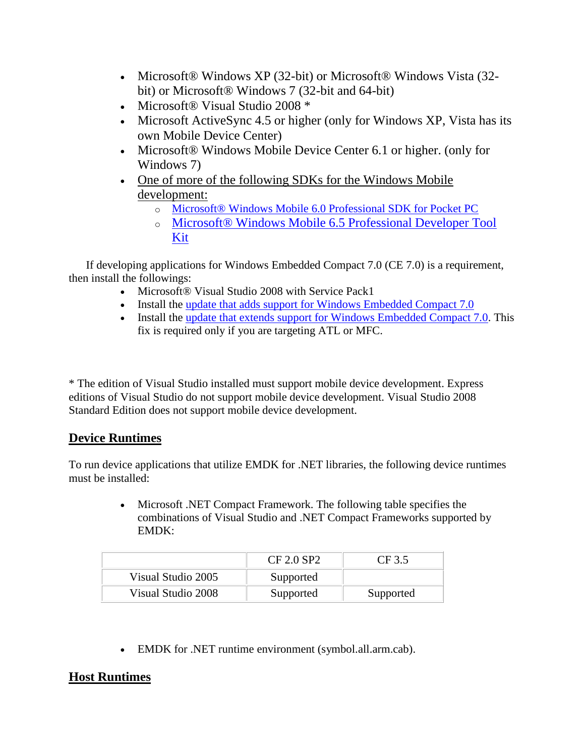- Microsoft® Windows XP (32-bit) or Microsoft® Windows Vista (32-bit) or Microsoft® Windows 7 (32-bit and 64-bit)
- Microsoft® Visual Studio 2008 *
- Microsoft ActiveSync 4.5 or higher (only for Windows XP, Vista has its own Mobile Device Center)
- Microsoft® Windows Mobile Device Center 6.1 or higher. (only for Windows 7)
- One of more of the following SDKs for the Windows Mobile development:
    - Microsoft® Windows Mobile 6.0 Professional SDK for Pocket PC
    - Microsoft® Windows Mobile 6.5 Professional Developer Tool Kit

If developing applications for Windows Embedded Compact 7.0 (CE 7.0) is a requirement, then install the followings:

- Microsoft® Visual Studio 2008 with Service Pack1
- Install the update that adds support for Windows Embedded Compact 7.0
- Install the update that extends support for Windows Embedded Compact 7.0. This fix is required only if you are targeting ATL or MFC.

* The edition of Visual Studio installed must support mobile device development. Express editions of Visual Studio do not support mobile device development. Visual Studio 2008 Standard Edition does not support mobile device development.

## Device Runtimes

To run device applications that utilize EMDK for .NET libraries, the following device runtimes must be installed:

- Microsoft .NET Compact Framework. The following table specifies the combinations of Visual Studio and .NET Compact Frameworks supported by EMDK:

| | CF 2.0 SP2 | CF 3.5 |
|---|---|---|
| Visual Studio 2005 | Supported | |
| Visual Studio 2008 | Supported | Supported |

- EMDK for .NET runtime environment (symbol.all.arm.cab).

## Host Runtimes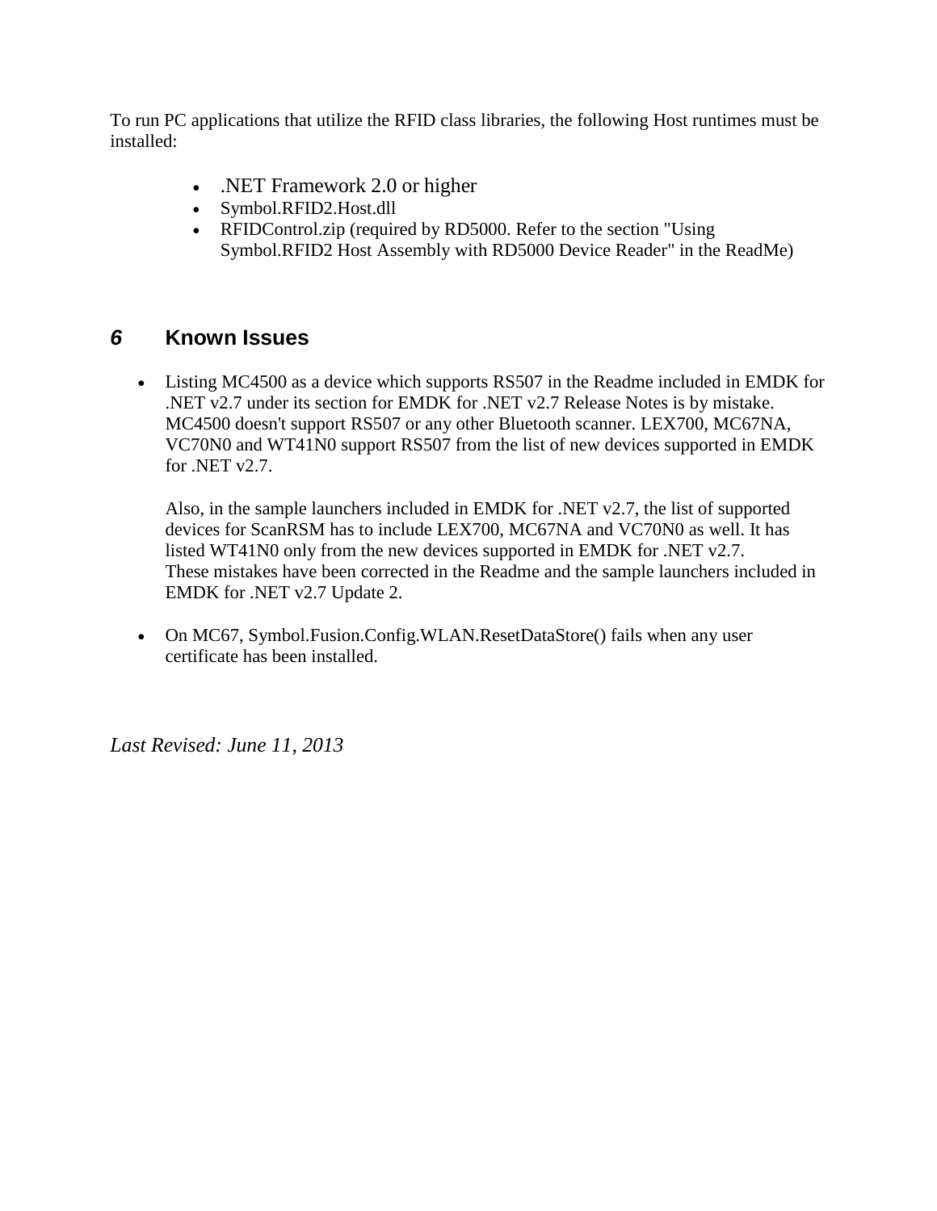To run PC applications that utilize the RFID class libraries, the following Host runtimes must be installed:

- .NET Framework 2.0 or higher
- Symbol.RFID2.Host.dll
- RFIDControl.zip (required by RD5000. Refer to the section "Using Symbol.RFID2 Host Assembly with RD5000 Device Reader" in the ReadMe)

## *6* Known Issues

- Listing MC4500 as a device which supports RS507 in the Readme included in EMDK for .NET v2.7 under its section for EMDK for .NET v2.7 Release Notes is by mistake. MC4500 doesn't support RS507 or any other Bluetooth scanner. LEX700, MC67NA, VC70N0 and WT41N0 support RS507 from the list of new devices supported in EMDK for .NET v2.7.

  Also, in the sample launchers included in EMDK for .NET v2.7, the list of supported devices for ScanRSM has to include LEX700, MC67NA and VC70N0 as well. It has listed WT41N0 only from the new devices supported in EMDK for .NET v2.7. These mistakes have been corrected in the Readme and the sample launchers included in EMDK for .NET v2.7 Update 2.

- On MC67, Symbol.Fusion.Config.WLAN.ResetDataStore() fails when any user certificate has been installed.

*Last Revised: June 11, 2013*